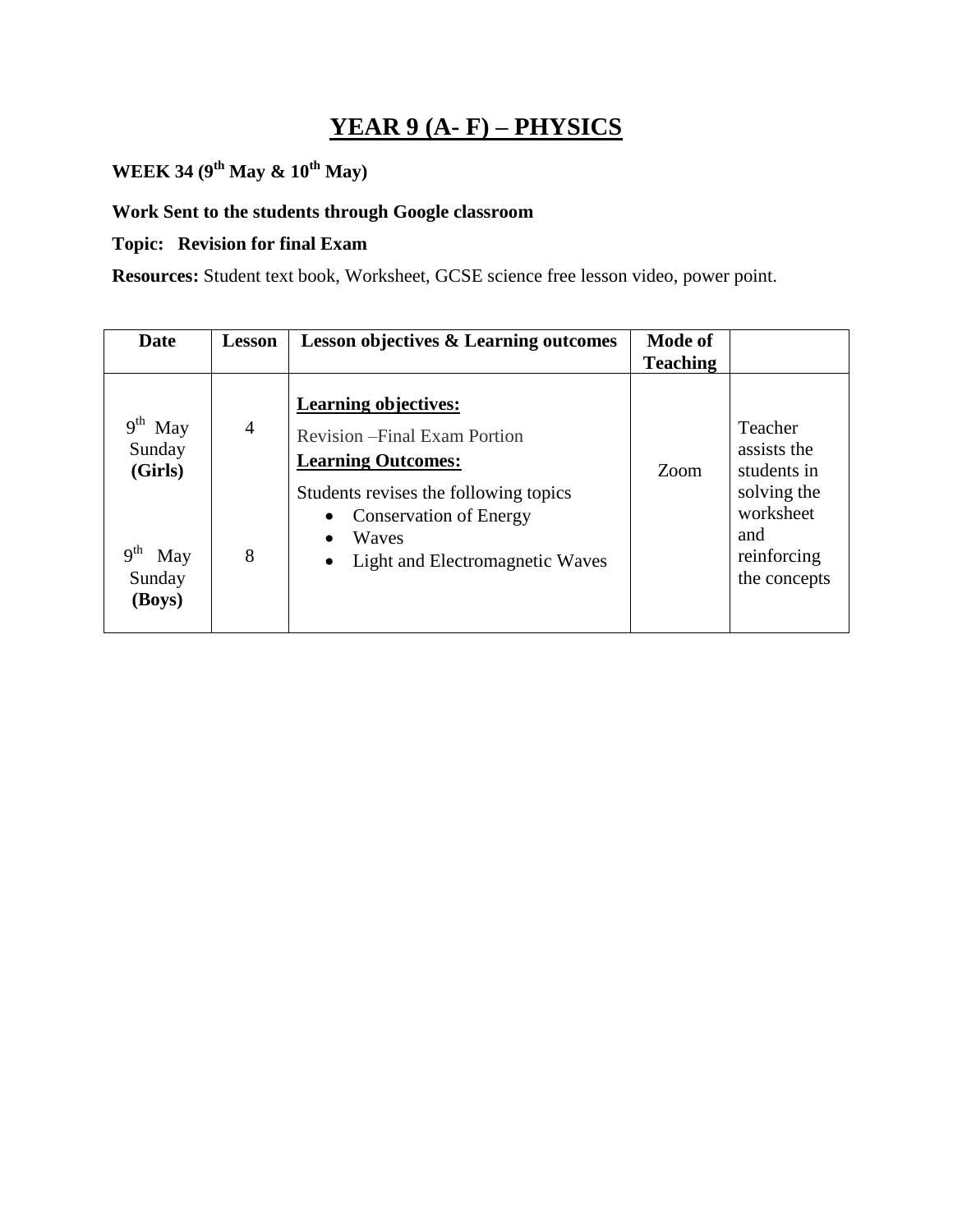# YEAR 9 (A- F) – PHYSICS

**WEEK 34 (9th May & 10th May)**

**Work Sent to the students through Google classroom**

**Topic: Revision for final Exam**

**Resources:** Student text book, Worksheet, GCSE science free lesson video, power point.

| Date | Lesson | Lesson objectives & Learning outcomes | Mode of Teaching | |
|---|---|---|---|---|
| 9th May Sunday **(Girls)**<br><br>9th May Sunday **(Boys)** | 4<br><br>8 | **Learning objectives:**<br>Revision –Final Exam Portion<br>**Learning Outcomes:**<br>Students revises the following topics<br>• Conservation of Energy<br>• Waves<br>• Light and Electromagnetic Waves | Zoom | Teacher assists the students in solving the worksheet and reinforcing the concepts |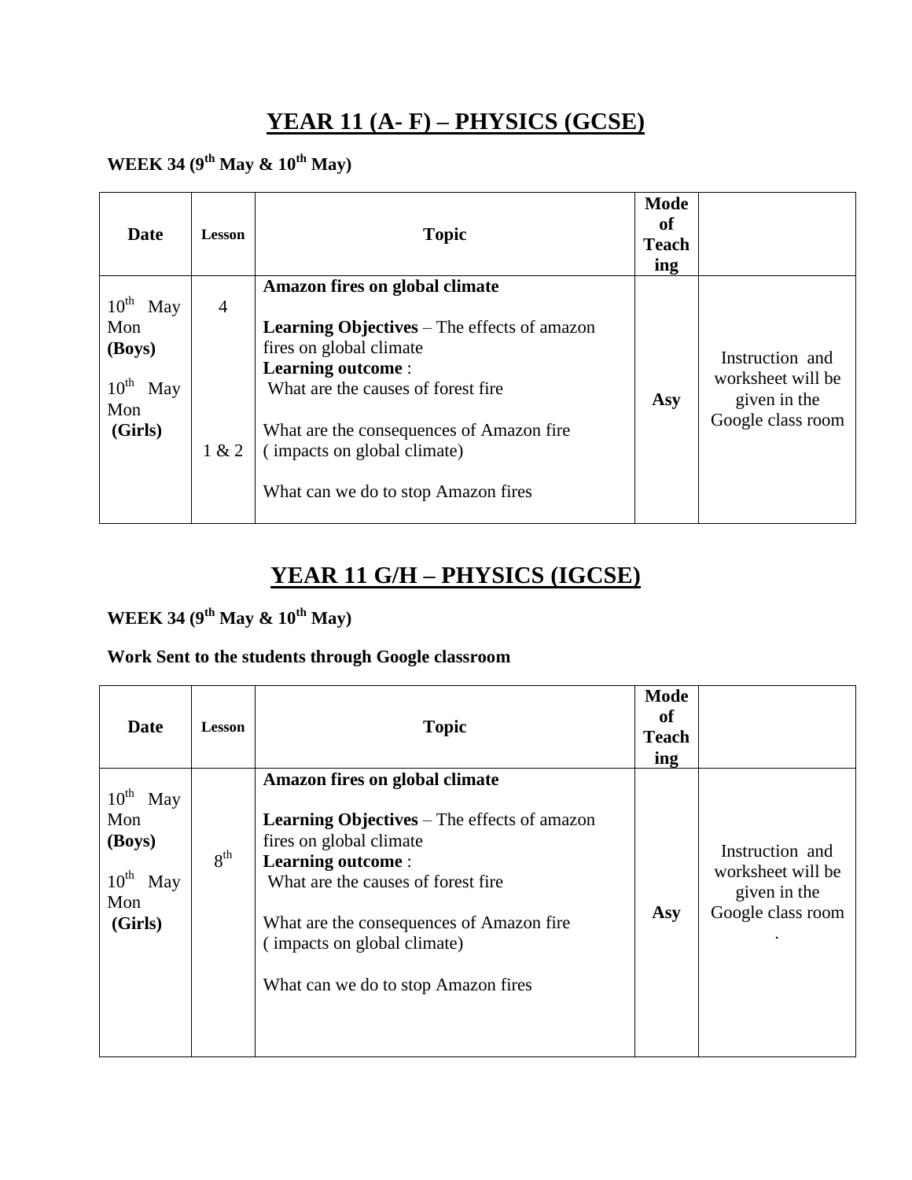# YEAR 11 (A- F) – PHYSICS (GCSE)

**WEEK 34 (9th May & 10th May)**

| Date | Lesson | Topic | Mode of Teaching | |
|---|---|---|---|---|
| 10th May Mon **(Boys)**<br><br>10th May Mon **(Girls)** | 4<br><br><br>1 & 2 | **Amazon fires on global climate**<br><br>**Learning Objectives** – The effects of amazon fires on global climate<br>**Learning outcome** :<br>What are the causes of forest fire<br><br>What are the consequences of Amazon fire ( impacts on global climate)<br><br>What can we do to stop Amazon fires | **Asy** | Instruction and worksheet will be given in the Google class room |

# YEAR 11 G/H – PHYSICS (IGCSE)

**WEEK 34 (9th May & 10th May)**

**Work Sent to the students through Google classroom**

| Date | Lesson | Topic | Mode of Teaching | |
|---|---|---|---|---|
| 10th May Mon **(Boys)**<br><br>10th May Mon **(Girls)** | 8th | **Amazon fires on global climate**<br><br>**Learning Objectives** – The effects of amazon fires on global climate<br>**Learning outcome** :<br>What are the causes of forest fire<br><br>What are the consequences of Amazon fire ( impacts on global climate)<br><br>What can we do to stop Amazon fires | **Asy** | Instruction and worksheet will be given in the Google class room<br>. |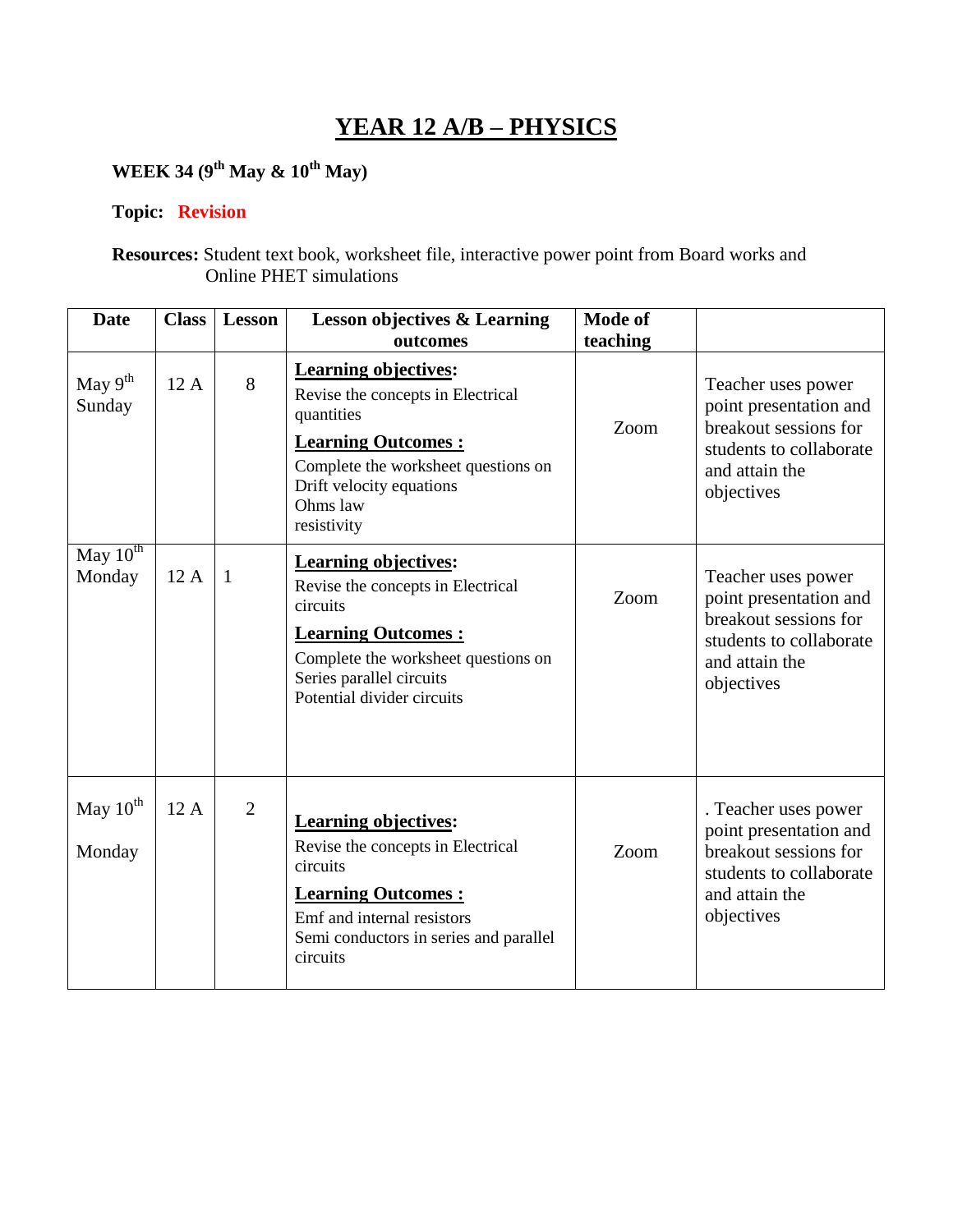# YEAR 12 A/B – PHYSICS

**WEEK 34 (9th May & 10th May)**

**Topic:** **Revision**

**Resources:** Student text book, worksheet file, interactive power point from Board works and Online PHET simulations

| Date | Class | Lesson | Lesson objectives & Learning outcomes | Mode of teaching | |
|---|---|---|---|---|---|
| May 9th Sunday | 12 A | 8 | **Learning objectives:**<br>Revise the concepts in Electrical quantities<br>**Learning Outcomes :**<br>Complete the worksheet questions on<br>Drift velocity equations<br>Ohms law<br>resistivity | Zoom | Teacher uses power point presentation and breakout sessions for students to collaborate and attain the objectives |
| May 10th Monday | 12 A | 1 | **Learning objectives:**<br>Revise the concepts in Electrical circuits<br>**Learning Outcomes :**<br>Complete the worksheet questions on<br>Series parallel circuits<br>Potential divider circuits | Zoom | Teacher uses power point presentation and breakout sessions for students to collaborate and attain the objectives |
| May 10th Monday | 12 A | 2 | **Learning objectives:**<br>Revise the concepts in Electrical circuits<br>**Learning Outcomes :**<br>Emf and internal resistors<br>Semi conductors in series and parallel circuits | Zoom | . Teacher uses power point presentation and breakout sessions for students to collaborate and attain the objectives |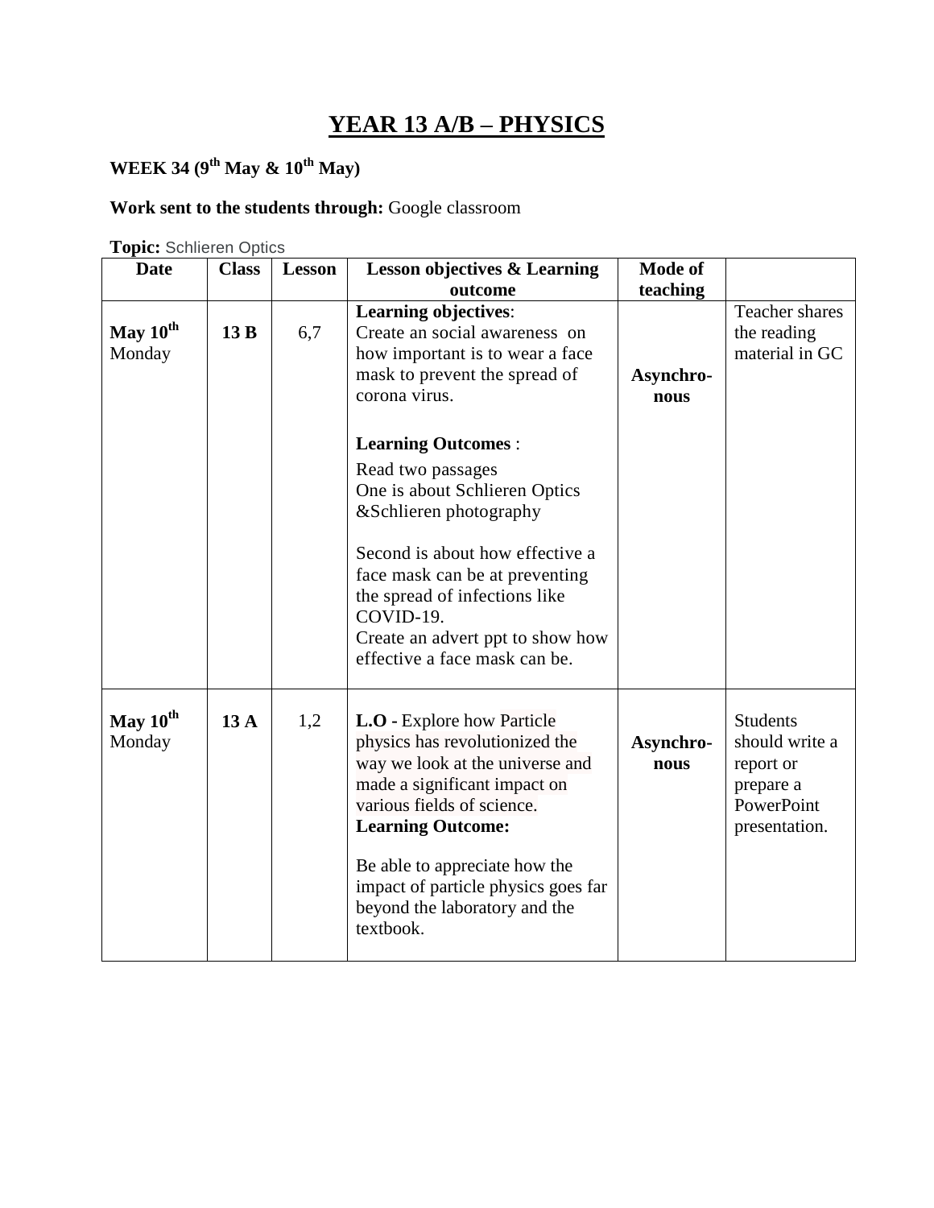# YEAR 13 A/B – PHYSICS

**WEEK 34 (9th May & 10th May)**

**Work sent to the students through:** Google classroom

**Topic:** Schlieren Optics

| Date | Class | Lesson | Lesson objectives & Learning outcome | Mode of teaching | |
|---|---|---|---|---|---|
| **May 10th** Monday | **13 B** | 6,7 | **Learning objectives**: Create an social awareness on how important is to wear a face mask to prevent the spread of corona virus.<br><br>**Learning Outcomes** :<br>Read two passages<br>One is about Schlieren Optics &Schlieren photography<br><br>Second is about how effective a face mask can be at preventing the spread of infections like COVID-19.<br>Create an advert ppt to show how effective a face mask can be. | **Asynchro-nous** | Teacher shares the reading material in GC |
| **May 10th** Monday | **13 A** | 1,2 | **L.O -** Explore how Particle physics has revolutionized the way we look at the universe and made a significant impact on various fields of science.<br>**Learning Outcome:**<br><br>Be able to appreciate how the impact of particle physics goes far beyond the laboratory and the textbook. | **Asynchro-nous** | Students should write a report or prepare a PowerPoint presentation. |